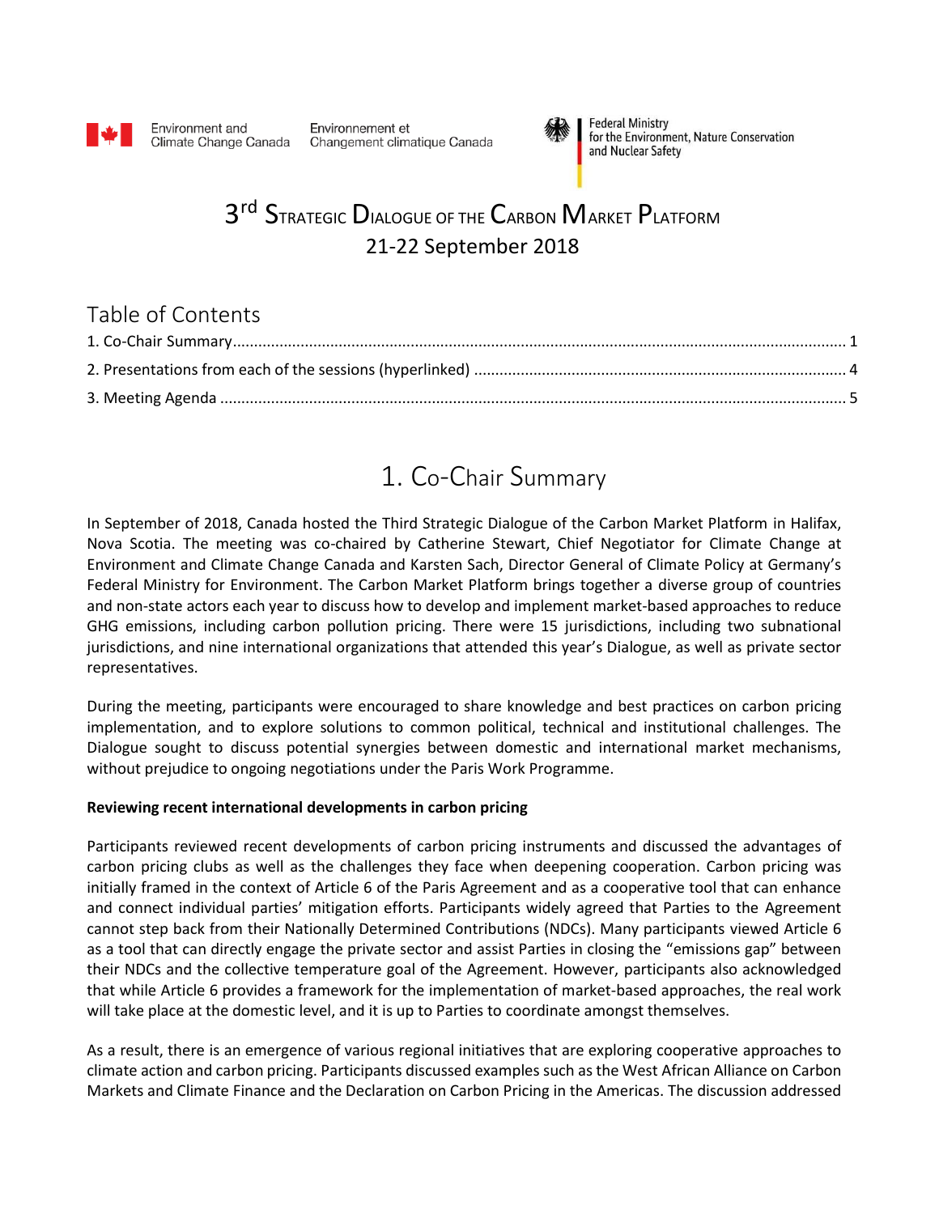Environment and Climate Change Canada    Environnement et Changement climatique Canada

Federal Ministry for the Environment, Nature Conservation and Nuclear Safety

# 3rd Strategic Dialogue of the Carbon Market Platform
## 21-22 September 2018

## Table of Contents

1. Co-Chair Summary ........ 1
2. Presentations from each of the sessions (hyperlinked) ........ 4
3. Meeting Agenda ........ 5

# 1. Co-Chair Summary

In September of 2018, Canada hosted the Third Strategic Dialogue of the Carbon Market Platform in Halifax, Nova Scotia. The meeting was co-chaired by Catherine Stewart, Chief Negotiator for Climate Change at Environment and Climate Change Canada and Karsten Sach, Director General of Climate Policy at Germany's Federal Ministry for Environment. The Carbon Market Platform brings together a diverse group of countries and non-state actors each year to discuss how to develop and implement market-based approaches to reduce GHG emissions, including carbon pollution pricing. There were 15 jurisdictions, including two subnational jurisdictions, and nine international organizations that attended this year's Dialogue, as well as private sector representatives.

During the meeting, participants were encouraged to share knowledge and best practices on carbon pricing implementation, and to explore solutions to common political, technical and institutional challenges. The Dialogue sought to discuss potential synergies between domestic and international market mechanisms, without prejudice to ongoing negotiations under the Paris Work Programme.

**Reviewing recent international developments in carbon pricing**

Participants reviewed recent developments of carbon pricing instruments and discussed the advantages of carbon pricing clubs as well as the challenges they face when deepening cooperation. Carbon pricing was initially framed in the context of Article 6 of the Paris Agreement and as a cooperative tool that can enhance and connect individual parties' mitigation efforts. Participants widely agreed that Parties to the Agreement cannot step back from their Nationally Determined Contributions (NDCs). Many participants viewed Article 6 as a tool that can directly engage the private sector and assist Parties in closing the "emissions gap" between their NDCs and the collective temperature goal of the Agreement. However, participants also acknowledged that while Article 6 provides a framework for the implementation of market-based approaches, the real work will take place at the domestic level, and it is up to Parties to coordinate amongst themselves.

As a result, there is an emergence of various regional initiatives that are exploring cooperative approaches to climate action and carbon pricing. Participants discussed examples such as the West African Alliance on Carbon Markets and Climate Finance and the Declaration on Carbon Pricing in the Americas. The discussion addressed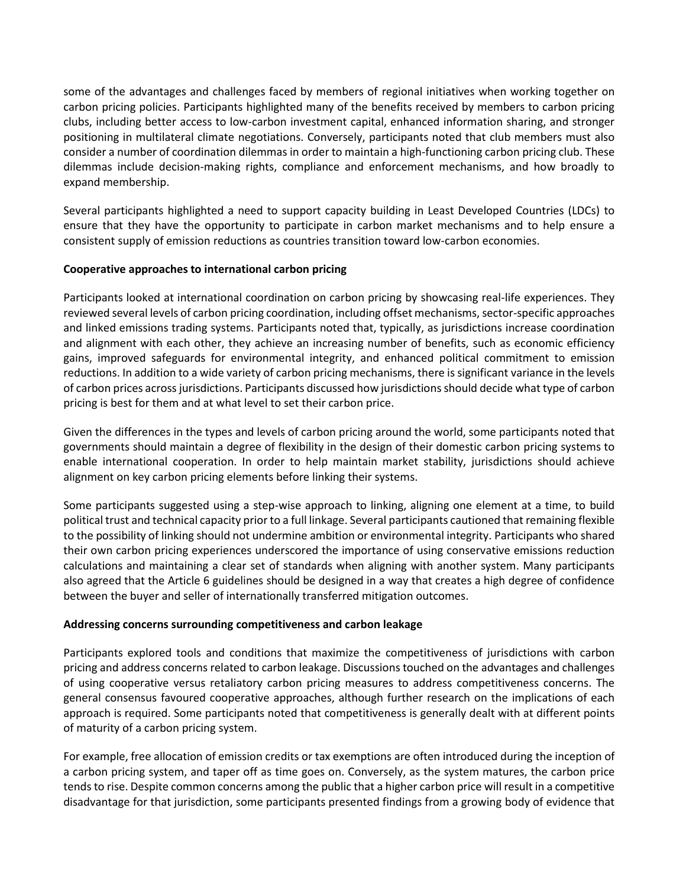some of the advantages and challenges faced by members of regional initiatives when working together on carbon pricing policies. Participants highlighted many of the benefits received by members to carbon pricing clubs, including better access to low-carbon investment capital, enhanced information sharing, and stronger positioning in multilateral climate negotiations. Conversely, participants noted that club members must also consider a number of coordination dilemmas in order to maintain a high-functioning carbon pricing club. These dilemmas include decision-making rights, compliance and enforcement mechanisms, and how broadly to expand membership.

Several participants highlighted a need to support capacity building in Least Developed Countries (LDCs) to ensure that they have the opportunity to participate in carbon market mechanisms and to help ensure a consistent supply of emission reductions as countries transition toward low-carbon economies.

**Cooperative approaches to international carbon pricing**

Participants looked at international coordination on carbon pricing by showcasing real-life experiences. They reviewed several levels of carbon pricing coordination, including offset mechanisms, sector-specific approaches and linked emissions trading systems. Participants noted that, typically, as jurisdictions increase coordination and alignment with each other, they achieve an increasing number of benefits, such as economic efficiency gains, improved safeguards for environmental integrity, and enhanced political commitment to emission reductions. In addition to a wide variety of carbon pricing mechanisms, there is significant variance in the levels of carbon prices across jurisdictions. Participants discussed how jurisdictions should decide what type of carbon pricing is best for them and at what level to set their carbon price.

Given the differences in the types and levels of carbon pricing around the world, some participants noted that governments should maintain a degree of flexibility in the design of their domestic carbon pricing systems to enable international cooperation. In order to help maintain market stability, jurisdictions should achieve alignment on key carbon pricing elements before linking their systems.

Some participants suggested using a step-wise approach to linking, aligning one element at a time, to build political trust and technical capacity prior to a full linkage. Several participants cautioned that remaining flexible to the possibility of linking should not undermine ambition or environmental integrity. Participants who shared their own carbon pricing experiences underscored the importance of using conservative emissions reduction calculations and maintaining a clear set of standards when aligning with another system. Many participants also agreed that the Article 6 guidelines should be designed in a way that creates a high degree of confidence between the buyer and seller of internationally transferred mitigation outcomes.

**Addressing concerns surrounding competitiveness and carbon leakage**

Participants explored tools and conditions that maximize the competitiveness of jurisdictions with carbon pricing and address concerns related to carbon leakage. Discussions touched on the advantages and challenges of using cooperative versus retaliatory carbon pricing measures to address competitiveness concerns. The general consensus favoured cooperative approaches, although further research on the implications of each approach is required. Some participants noted that competitiveness is generally dealt with at different points of maturity of a carbon pricing system.

For example, free allocation of emission credits or tax exemptions are often introduced during the inception of a carbon pricing system, and taper off as time goes on. Conversely, as the system matures, the carbon price tends to rise. Despite common concerns among the public that a higher carbon price will result in a competitive disadvantage for that jurisdiction, some participants presented findings from a growing body of evidence that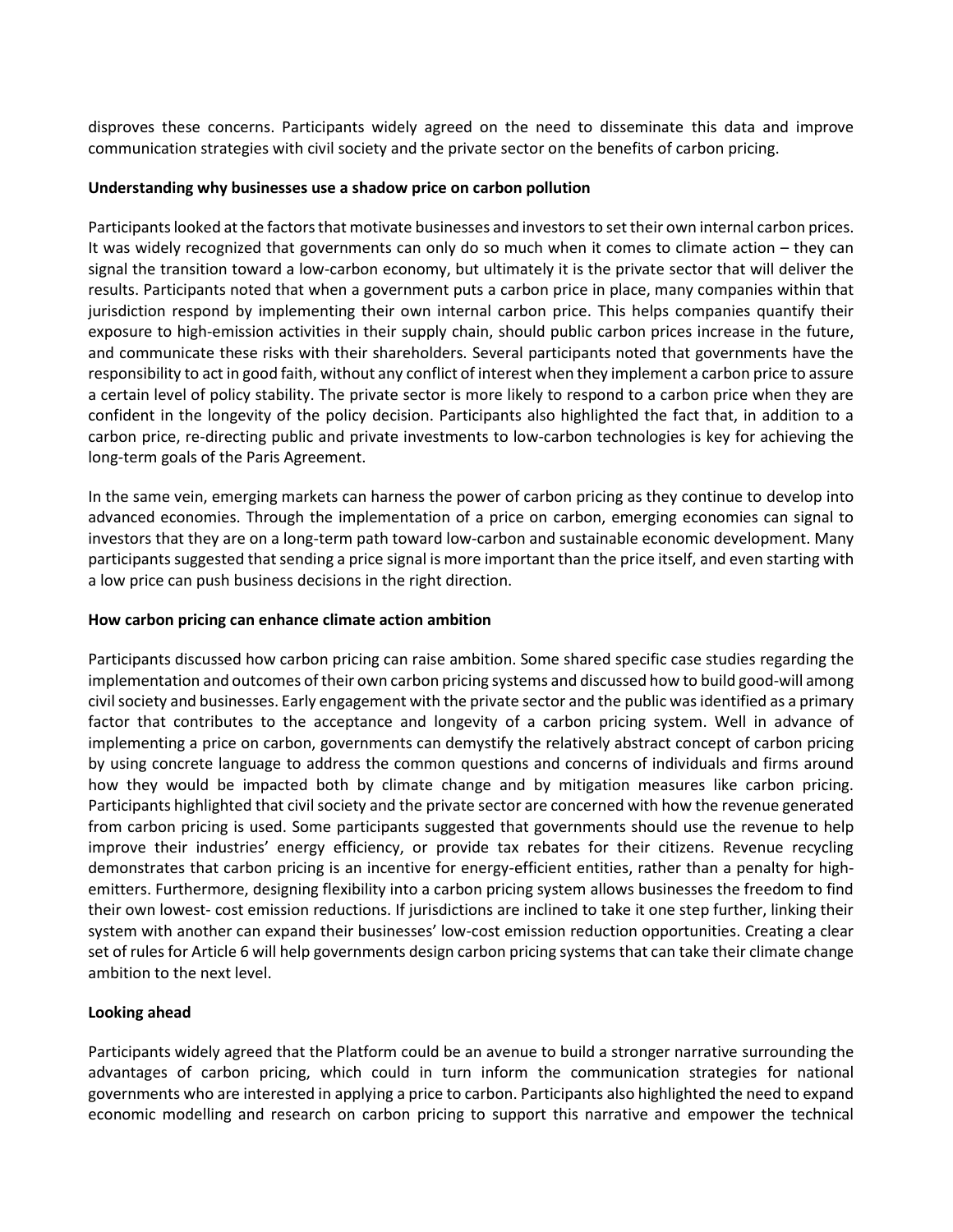disproves these concerns. Participants widely agreed on the need to disseminate this data and improve communication strategies with civil society and the private sector on the benefits of carbon pricing.

**Understanding why businesses use a shadow price on carbon pollution**

Participants looked at the factors that motivate businesses and investors to set their own internal carbon prices. It was widely recognized that governments can only do so much when it comes to climate action – they can signal the transition toward a low-carbon economy, but ultimately it is the private sector that will deliver the results. Participants noted that when a government puts a carbon price in place, many companies within that jurisdiction respond by implementing their own internal carbon price. This helps companies quantify their exposure to high-emission activities in their supply chain, should public carbon prices increase in the future, and communicate these risks with their shareholders. Several participants noted that governments have the responsibility to act in good faith, without any conflict of interest when they implement a carbon price to assure a certain level of policy stability. The private sector is more likely to respond to a carbon price when they are confident in the longevity of the policy decision. Participants also highlighted the fact that, in addition to a carbon price, re-directing public and private investments to low-carbon technologies is key for achieving the long-term goals of the Paris Agreement.

In the same vein, emerging markets can harness the power of carbon pricing as they continue to develop into advanced economies. Through the implementation of a price on carbon, emerging economies can signal to investors that they are on a long-term path toward low-carbon and sustainable economic development. Many participants suggested that sending a price signal is more important than the price itself, and even starting with a low price can push business decisions in the right direction.

**How carbon pricing can enhance climate action ambition**

Participants discussed how carbon pricing can raise ambition. Some shared specific case studies regarding the implementation and outcomes of their own carbon pricing systems and discussed how to build good-will among civil society and businesses. Early engagement with the private sector and the public was identified as a primary factor that contributes to the acceptance and longevity of a carbon pricing system. Well in advance of implementing a price on carbon, governments can demystify the relatively abstract concept of carbon pricing by using concrete language to address the common questions and concerns of individuals and firms around how they would be impacted both by climate change and by mitigation measures like carbon pricing. Participants highlighted that civil society and the private sector are concerned with how the revenue generated from carbon pricing is used. Some participants suggested that governments should use the revenue to help improve their industries' energy efficiency, or provide tax rebates for their citizens. Revenue recycling demonstrates that carbon pricing is an incentive for energy-efficient entities, rather than a penalty for high-emitters. Furthermore, designing flexibility into a carbon pricing system allows businesses the freedom to find their own lowest- cost emission reductions. If jurisdictions are inclined to take it one step further, linking their system with another can expand their businesses' low-cost emission reduction opportunities. Creating a clear set of rules for Article 6 will help governments design carbon pricing systems that can take their climate change ambition to the next level.

**Looking ahead**

Participants widely agreed that the Platform could be an avenue to build a stronger narrative surrounding the advantages of carbon pricing, which could in turn inform the communication strategies for national governments who are interested in applying a price to carbon. Participants also highlighted the need to expand economic modelling and research on carbon pricing to support this narrative and empower the technical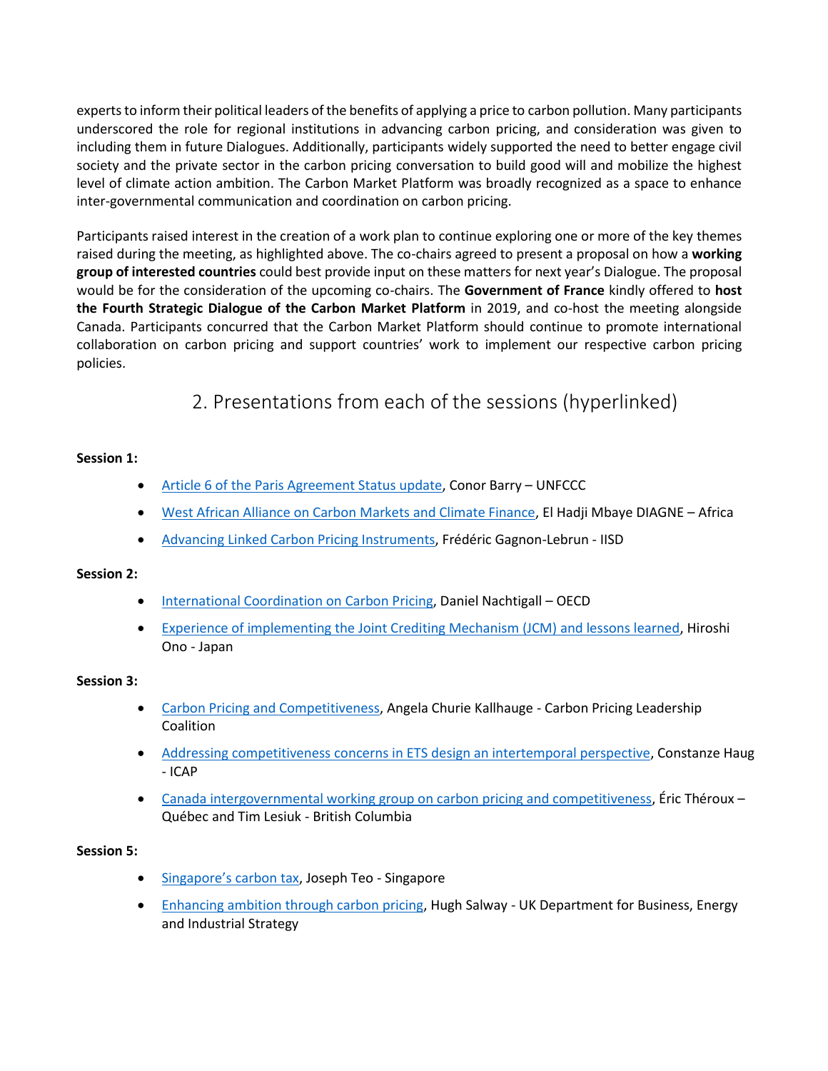experts to inform their political leaders of the benefits of applying a price to carbon pollution. Many participants underscored the role for regional institutions in advancing carbon pricing, and consideration was given to including them in future Dialogues. Additionally, participants widely supported the need to better engage civil society and the private sector in the carbon pricing conversation to build good will and mobilize the highest level of climate action ambition. The Carbon Market Platform was broadly recognized as a space to enhance inter-governmental communication and coordination on carbon pricing.

Participants raised interest in the creation of a work plan to continue exploring one or more of the key themes raised during the meeting, as highlighted above. The co-chairs agreed to present a proposal on how a **working group of interested countries** could best provide input on these matters for next year's Dialogue. The proposal would be for the consideration of the upcoming co-chairs. The **Government of France** kindly offered to **host the Fourth Strategic Dialogue of the Carbon Market Platform** in 2019, and co-host the meeting alongside Canada. Participants concurred that the Carbon Market Platform should continue to promote international collaboration on carbon pricing and support countries' work to implement our respective carbon pricing policies.

## 2. Presentations from each of the sessions (hyperlinked)

**Session 1:**

- Article 6 of the Paris Agreement Status update, Conor Barry – UNFCCC
- West African Alliance on Carbon Markets and Climate Finance, El Hadji Mbaye DIAGNE – Africa
- Advancing Linked Carbon Pricing Instruments, Frédéric Gagnon-Lebrun - IISD

**Session 2:**

- International Coordination on Carbon Pricing, Daniel Nachtigall – OECD
- Experience of implementing the Joint Crediting Mechanism (JCM) and lessons learned, Hiroshi Ono - Japan

**Session 3:**

- Carbon Pricing and Competitiveness, Angela Churie Kallhauge - Carbon Pricing Leadership Coalition
- Addressing competitiveness concerns in ETS design an intertemporal perspective, Constanze Haug - ICAP
- Canada intergovernmental working group on carbon pricing and competitiveness, Éric Théroux – Québec and Tim Lesiuk - British Columbia

**Session 5:**

- Singapore's carbon tax, Joseph Teo - Singapore
- Enhancing ambition through carbon pricing, Hugh Salway - UK Department for Business, Energy and Industrial Strategy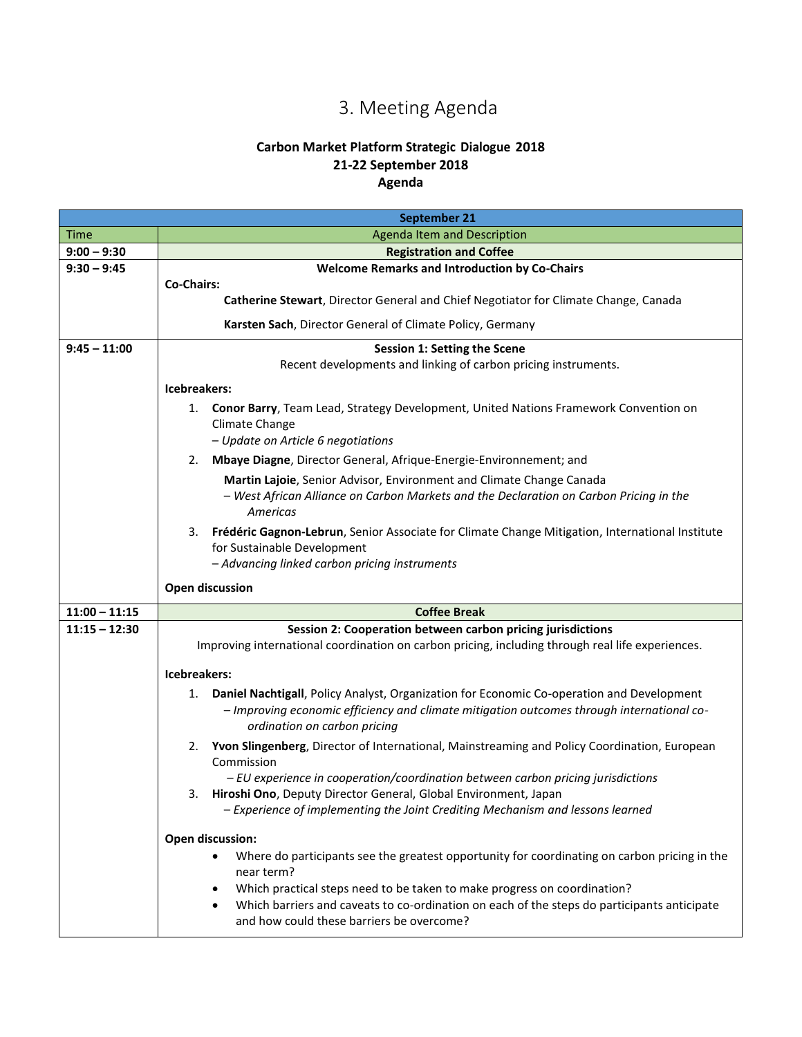# 3. Meeting Agenda

**Carbon Market Platform Strategic Dialogue 2018**
**21-22 September 2018**
**Agenda**

| September 21 | |
|---|---|
| Time | Agenda Item and Description |
| **9:00 – 9:30** | **Registration and Coffee** |
| **9:30 – 9:45** | **Welcome Remarks and Introduction by Co-Chairs**<br>**Co-Chairs:**<br>**Catherine Stewart**, Director General and Chief Negotiator for Climate Change, Canada<br>**Karsten Sach**, Director General of Climate Policy, Germany |
| **9:45 – 11:00** | **Session 1: Setting the Scene**<br>Recent developments and linking of carbon pricing instruments.<br>**Icebreakers:**<br>1. **Conor Barry**, Team Lead, Strategy Development, United Nations Framework Convention on Climate Change<br>*– Update on Article 6 negotiations*<br>2. **Mbaye Diagne**, Director General, Afrique-Energie-Environnement; and<br>**Martin Lajoie**, Senior Advisor, Environment and Climate Change Canada<br>*– West African Alliance on Carbon Markets and the Declaration on Carbon Pricing in the Americas*<br>3. **Frédéric Gagnon-Lebrun**, Senior Associate for Climate Change Mitigation, International Institute for Sustainable Development<br>*– Advancing linked carbon pricing instruments*<br>**Open discussion** |
| **11:00 – 11:15** | **Coffee Break** |
| **11:15 – 12:30** | **Session 2: Cooperation between carbon pricing jurisdictions**<br>Improving international coordination on carbon pricing, including through real life experiences.<br>**Icebreakers:**<br>1. **Daniel Nachtigall**, Policy Analyst, Organization for Economic Co-operation and Development<br>*– Improving economic efficiency and climate mitigation outcomes through international co-ordination on carbon pricing*<br>2. **Yvon Slingenberg**, Director of International, Mainstreaming and Policy Coordination, European Commission<br>*– EU experience in cooperation/coordination between carbon pricing jurisdictions*<br>3. **Hiroshi Ono**, Deputy Director General, Global Environment, Japan<br>*– Experience of implementing the Joint Crediting Mechanism and lessons learned*<br>**Open discussion:**<br>• Where do participants see the greatest opportunity for coordinating on carbon pricing in the near term?<br>• Which practical steps need to be taken to make progress on coordination?<br>• Which barriers and caveats to co-ordination on each of the steps do participants anticipate and how could these barriers be overcome? |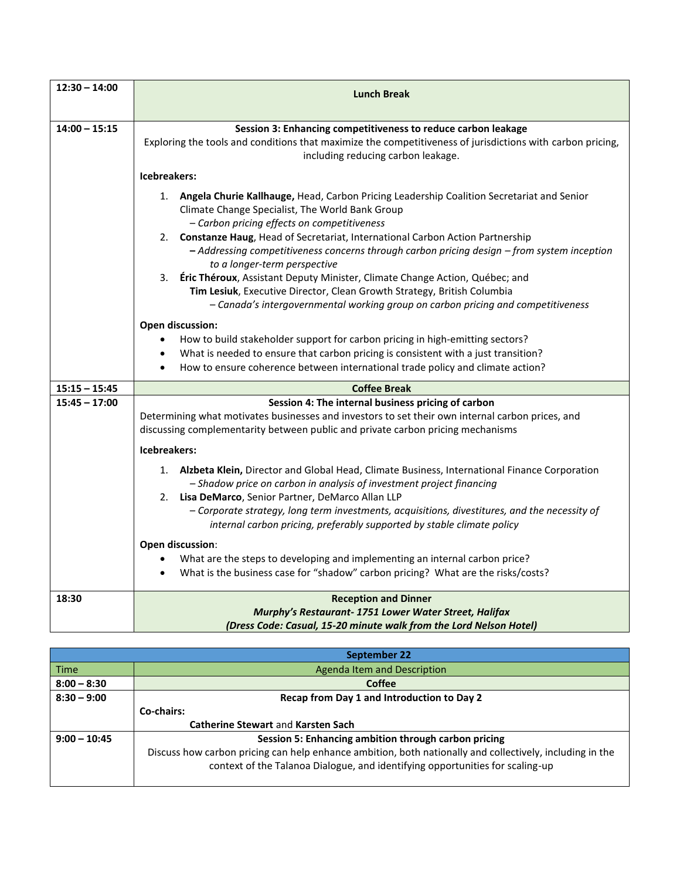| | |
|---|---|
| 12:30 – 14:00 | **Lunch Break** |
| 14:00 – 15:15 | **Session 3: Enhancing competitiveness to reduce carbon leakage**<br>Exploring the tools and conditions that maximize the competitiveness of jurisdictions with carbon pricing, including reducing carbon leakage.<br><br>**Icebreakers:**<br>1. **Angela Churie Kallhauge,** Head, Carbon Pricing Leadership Coalition Secretariat and Senior Climate Change Specialist, The World Bank Group<br>*– Carbon pricing effects on competitiveness*<br>2. **Constanze Haug**, Head of Secretariat, International Carbon Action Partnership<br>***–** Addressing competitiveness concerns through carbon pricing design – from system inception to a longer-term perspective*<br>3. **Éric Théroux**, Assistant Deputy Minister, Climate Change Action, Québec; and **Tim Lesiuk**, Executive Director, Clean Growth Strategy, British Columbia<br>*– Canada's intergovernmental working group on carbon pricing and competitiveness*<br><br>**Open discussion:**<br>• How to build stakeholder support for carbon pricing in high-emitting sectors?<br>• What is needed to ensure that carbon pricing is consistent with a just transition?<br>• How to ensure coherence between international trade policy and climate action? |
| 15:15 – 15:45 | **Coffee Break** |
| 15:45 – 17:00 | **Session 4: The internal business pricing of carbon**<br>Determining what motivates businesses and investors to set their own internal carbon prices, and discussing complementarity between public and private carbon pricing mechanisms<br><br>**Icebreakers:**<br>1. **Alzbeta Klein,** Director and Global Head, Climate Business, International Finance Corporation<br>*– Shadow price on carbon in analysis of investment project financing*<br>2. **Lisa DeMarco**, Senior Partner, DeMarco Allan LLP<br>*– Corporate strategy, long term investments, acquisitions, divestitures, and the necessity of internal carbon pricing, preferably supported by stable climate policy*<br><br>**Open discussion**:<br>• What are the steps to developing and implementing an internal carbon price?<br>• What is the business case for "shadow" carbon pricing? What are the risks/costs? |
| 18:30 | **Reception and Dinner**<br>***Murphy's Restaurant- 1751 Lower Water Street, Halifax***<br>***(Dress Code: Casual, 15-20 minute walk from the Lord Nelson Hotel)*** |

| **September 22** | |
|---|---|
| Time | Agenda Item and Description |
| 8:00 – 8:30 | **Coffee** |
| 8:30 – 9:00 | **Recap from Day 1 and Introduction to Day 2**<br>**Co-chairs:**<br>**Catherine Stewart** and **Karsten Sach** |
| 9:00 – 10:45 | **Session 5: Enhancing ambition through carbon pricing**<br>Discuss how carbon pricing can help enhance ambition, both nationally and collectively, including in the context of the Talanoa Dialogue, and identifying opportunities for scaling-up |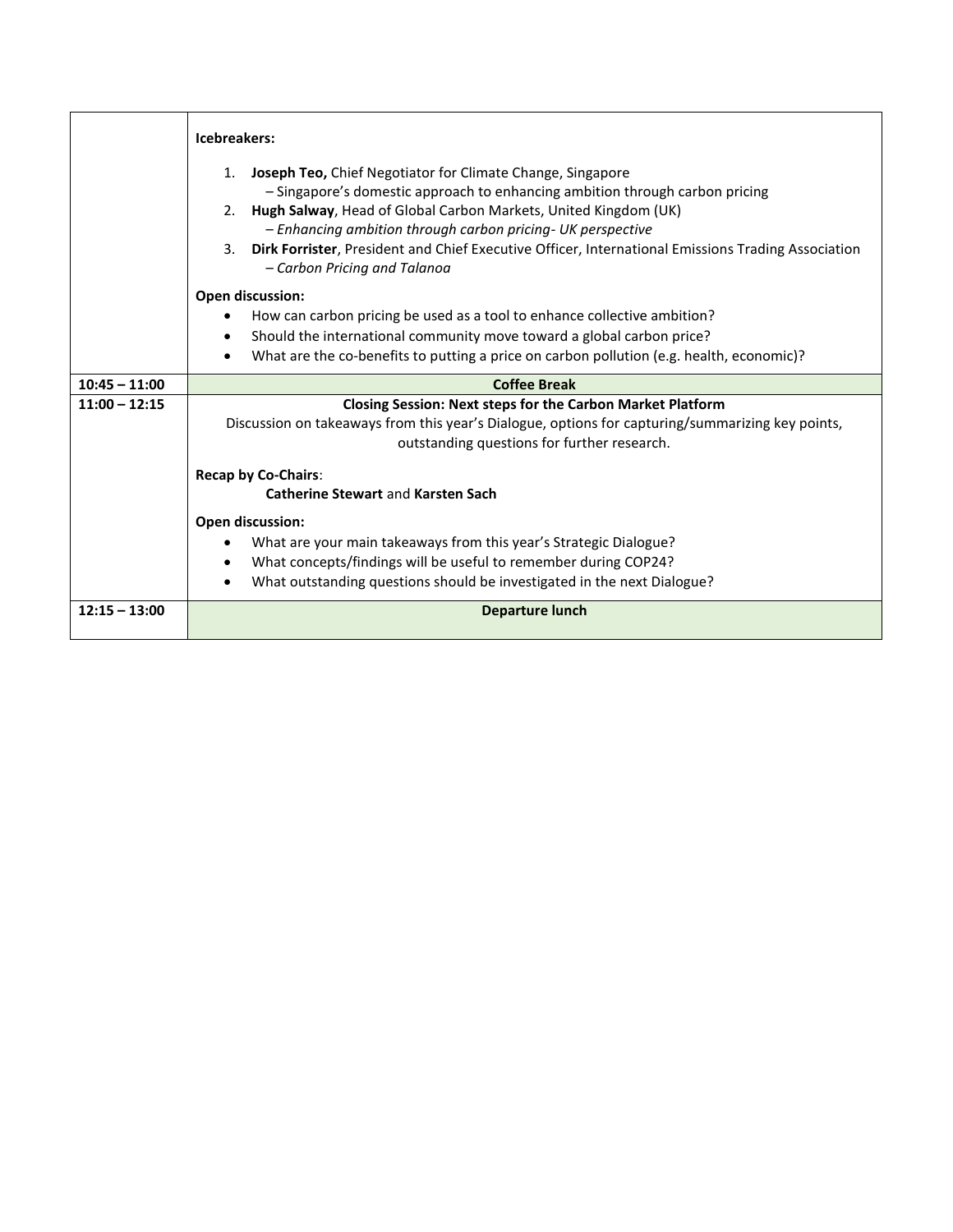| | |
|---|---|
| | **Icebreakers:**<br><br>1. **Joseph Teo,** Chief Negotiator for Climate Change, Singapore<br>– Singapore's domestic approach to enhancing ambition through carbon pricing<br>2. **Hugh Salway**, Head of Global Carbon Markets, United Kingdom (UK)<br>– *Enhancing ambition through carbon pricing- UK perspective*<br>3. **Dirk Forrister**, President and Chief Executive Officer, International Emissions Trading Association<br>– *Carbon Pricing and Talanoa*<br><br>**Open discussion:**<br>• How can carbon pricing be used as a tool to enhance collective ambition?<br>• Should the international community move toward a global carbon price?<br>• What are the co-benefits to putting a price on carbon pollution (e.g. health, economic)? |
| **10:45 – 11:00** | **Coffee Break** |
| **11:00 – 12:15** | **Closing Session: Next steps for the Carbon Market Platform**<br>Discussion on takeaways from this year's Dialogue, options for capturing/summarizing key points, outstanding questions for further research.<br><br>**Recap by Co-Chairs**:<br>**Catherine Stewart** and **Karsten Sach**<br><br>**Open discussion:**<br>• What are your main takeaways from this year's Strategic Dialogue?<br>• What concepts/findings will be useful to remember during COP24?<br>• What outstanding questions should be investigated in the next Dialogue? |
| **12:15 – 13:00** | **Departure lunch** |